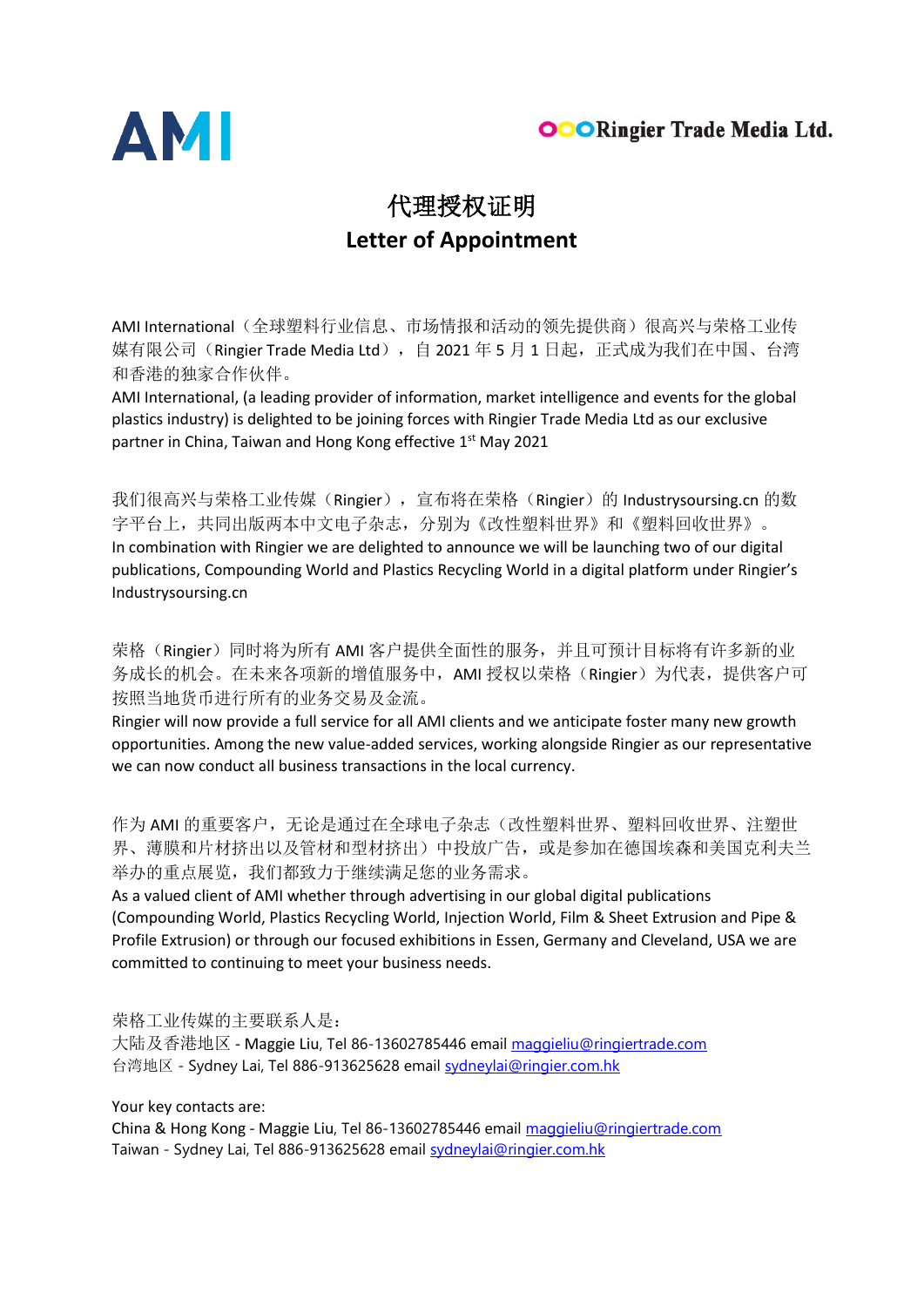AMI

Ringier Trade Media Ltd.

# 代理授权证明
## Letter of Appointment

AMI International（全球塑料行业信息、市场情报和活动的领先提供商）很高兴与荣格工业传媒有限公司（Ringier Trade Media Ltd），自 2021 年 5 月 1 日起，正式成为我们在中国、台湾和香港的独家合作伙伴。
AMI International, (a leading provider of information, market intelligence and events for the global plastics industry) is delighted to be joining forces with Ringier Trade Media Ltd as our exclusive partner in China, Taiwan and Hong Kong effective 1st May 2021

我们很高兴与荣格工业传媒（Ringier），宣布将在荣格（Ringier）的 Industrysourcing.cn 的数字平台上，共同出版两本中文电子杂志，分别为《改性塑料世界》和《塑料回收世界》。
In combination with Ringier we are delighted to announce we will be launching two of our digital publications, Compounding World and Plastics Recycling World in a digital platform under Ringier's Industrysourcing.cn

荣格（Ringier）同时将为所有 AMI 客户提供全面性的服务，并且可预计目标将有许多新的业务成长的机会。在未来各项新的增值服务中，AMI 授权以荣格（Ringier）为代表，提供客户可按照当地货币进行所有的业务交易及金流。
Ringier will now provide a full service for all AMI clients and we anticipate foster many new growth opportunities. Among the new value-added services, working alongside Ringier as our representative we can now conduct all business transactions in the local currency.

作为 AMI 的重要客户，无论是通过在全球电子杂志（改性塑料世界、塑料回收世界、注塑世界、薄膜和片材挤出以及管材和型材挤出）中投放广告，或是参加在德国埃森和美国克利夫兰举办的重点展览，我们都致力于继续满足您的业务需求。
As a valued client of AMI whether through advertising in our global digital publications (Compounding World, Plastics Recycling World, Injection World, Film & Sheet Extrusion and Pipe & Profile Extrusion) or through our focused exhibitions in Essen, Germany and Cleveland, USA we are committed to continuing to meet your business needs.

荣格工业传媒的主要联系人是：
大陆及香港地区 - Maggie Liu, Tel 86-13602785446 email maggieliu@ringiertrade.com
台湾地区 - Sydney Lai, Tel 886-913625628 email sydneylai@ringier.com.hk

Your key contacts are:
China & Hong Kong - Maggie Liu, Tel 86-13602785446 email maggieliu@ringiertrade.com
Taiwan - Sydney Lai, Tel 886-913625628 email sydneylai@ringier.com.hk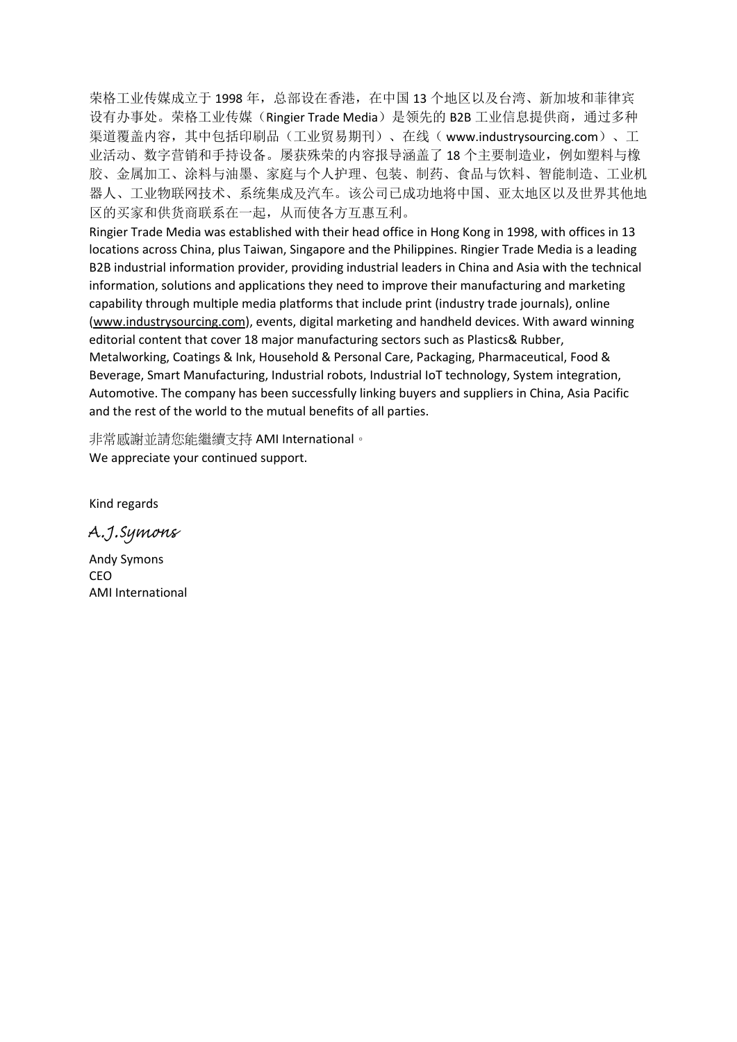荣格工业传媒成立于 1998 年，总部设在香港，在中国 13 个地区以及台湾、新加坡和菲律宾设有办事处。荣格工业传媒（Ringier Trade Media）是领先的 B2B 工业信息提供商，通过多种渠道覆盖内容，其中包括印刷品（工业贸易期刊）、在线（ www.industrysourcing.com）、工业活动、数字营销和手持设备。屡获殊荣的内容报导涵盖了 18 个主要制造业，例如塑料与橡胶、金属加工、涂料与油墨、家庭与个人护理、包装、制药、食品与饮料、智能制造、工业机器人、工业物联网技术、系统集成及汽车。该公司已成功地将中国、亚太地区以及世界其他地区的买家和供货商联系在一起，从而使各方互惠互利。

Ringier Trade Media was established with their head office in Hong Kong in 1998, with offices in 13 locations across China, plus Taiwan, Singapore and the Philippines. Ringier Trade Media is a leading B2B industrial information provider, providing industrial leaders in China and Asia with the technical information, solutions and applications they need to improve their manufacturing and marketing capability through multiple media platforms that include print (industry trade journals), online (www.industrysourcing.com), events, digital marketing and handheld devices. With award winning editorial content that cover 18 major manufacturing sectors such as Plastics& Rubber, Metalworking, Coatings & Ink, Household & Personal Care, Packaging, Pharmaceutical, Food & Beverage, Smart Manufacturing, Industrial robots, Industrial IoT technology, System integration, Automotive. The company has been successfully linking buyers and suppliers in China, Asia Pacific and the rest of the world to the mutual benefits of all parties.

非常感謝並請您能繼續支持 AMI International。
We appreciate your continued support.

Kind regards

*A.J.Symons*

Andy Symons
CEO
AMI International